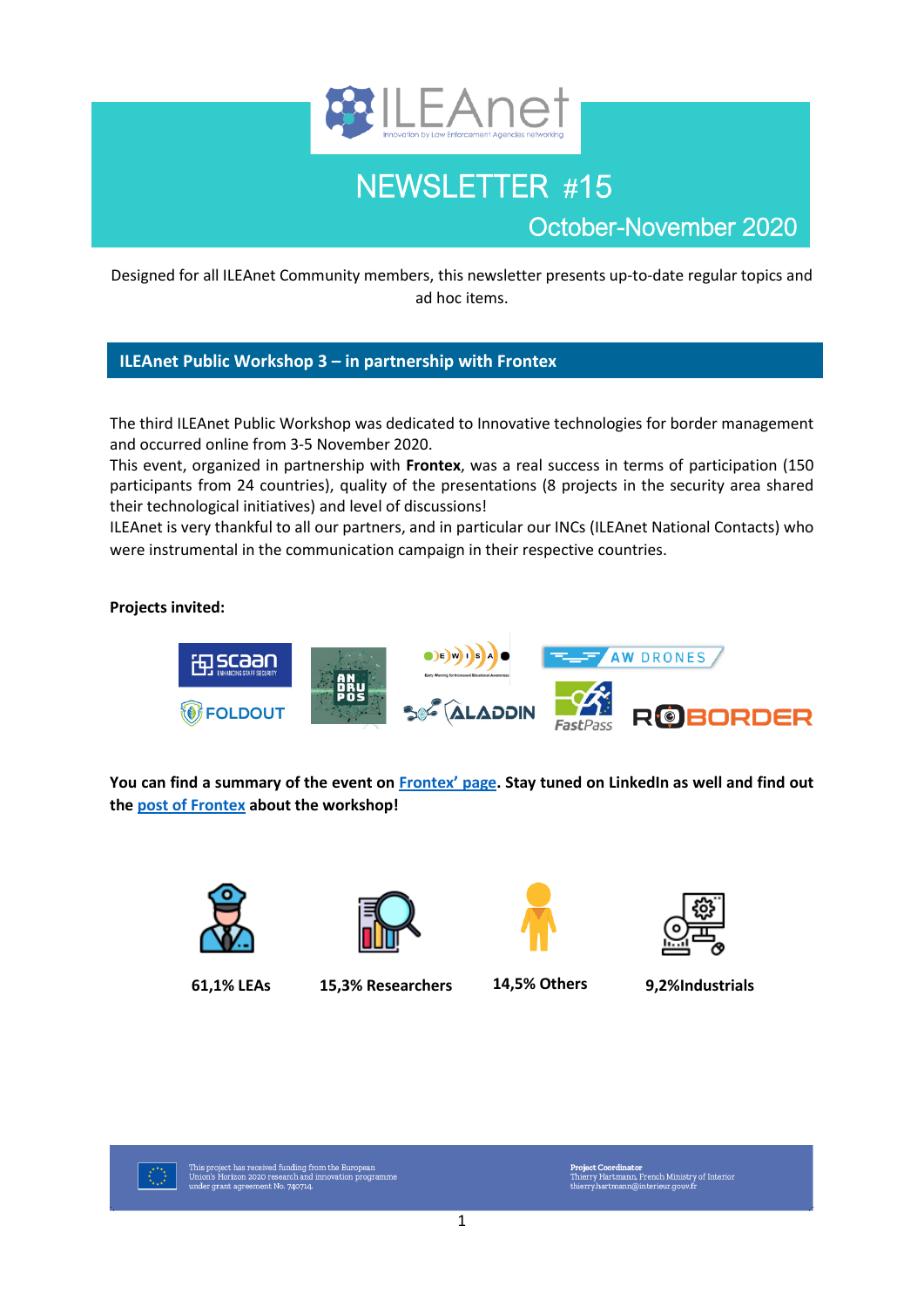# NEWSLETTER #15

## October-November 2020

Designed for all ILEAnet Community members, this newsletter presents up-to-date regular topics and ad hoc items.

## ILEAnet Public Workshop 3 – in partnership with Frontex

The third ILEAnet Public Workshop was dedicated to Innovative technologies for border management and occurred online from 3-5 November 2020.

This event, organized in partnership with **Frontex**, was a real success in terms of participation (150 participants from 24 countries), quality of the presentations (8 projects in the security area shared their technological initiatives) and level of discussions!

ILEAnet is very thankful to all our partners, and in particular our INCs (ILEAnet National Contacts) who were instrumental in the communication campaign in their respective countries.

**Projects invited:**

SCAAN, ANDRUPOS, EWISA, AW DRONES, FOLDOUT, ALADDIN, FastPass, ROBORDER

**You can find a summary of the event on Frontex' page. Stay tuned on LinkedIn as well and find out the post of Frontex about the workshop!**

**61,1% LEAs** | **15,3% Researchers** | **14,5% Others** | **9,2%Industrials**

This project has received funding from the European Union's Horizon 2020 research and innovation programme under grant agreement No. 740714.

**Project Coordinator**
Thierry Hartmann, French Ministry of Interior
thierry.hartmann@interieur.gouv.fr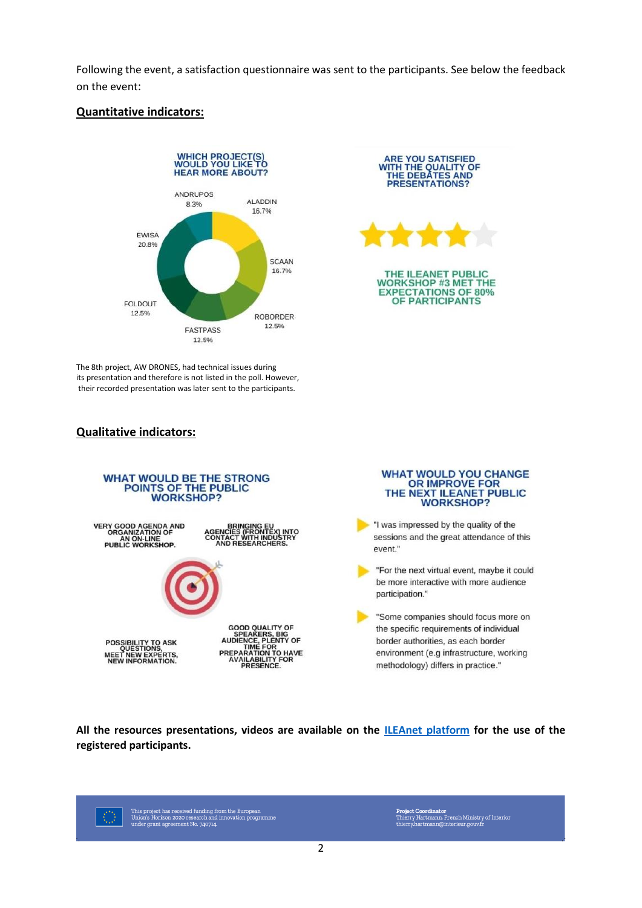Following the event, a satisfaction questionnaire was sent to the participants. See below the feedback on the event:

**Quantitative indicators:**

**WHICH PROJECT(S) WOULD YOU LIKE TO HEAR MORE ABOUT?**

| Project | Share |
| --- | --- |
| ANDRUPOS | 8.3% |
| ALADDIN | 16.7% |
| SCAAN | 16.7% |
| ROBORDER | 12.5% |
| FASTPASS | 12.5% |
| FOLDOUT | 12.5% |
| EWISA | 20.8% |

The 8th project, AW DRONES, had technical issues during its presentation and therefore is not listed in the poll. However, their recorded presentation was later sent to the participants.

**ARE YOU SATISFIED WITH THE QUALITY OF THE DEBATES AND PRESENTATIONS?**

★★★★☆

**THE ILEANET PUBLIC WORKSHOP #3 MET THE EXPECTATIONS OF 80% OF PARTICIPANTS**

**Qualitative indicators:**

**WHAT WOULD BE THE STRONG POINTS OF THE PUBLIC WORKSHOP?**

- VERY GOOD AGENDA AND ORGANIZATION OF AN ON-LINE PUBLIC WORKSHOP.
- BRINGING EU AGENCIES (FRONTEX) INTO CONTACT WITH INDUSTRY AND RESEARCHERS.
- POSSIBILITY TO ASK QUESTIONS, MEET NEW EXPERTS, NEW INFORMATION.
- GOOD QUALITY OF SPEAKERS, BIG AUDIENCE, PLENTY OF TIME FOR PREPARATION TO HAVE AVAILABILITY FOR PRESENCE.

**WHAT WOULD YOU CHANGE OR IMPROVE FOR THE NEXT ILEANET PUBLIC WORKSHOP?**

- "I was impressed by the quality of the sessions and the great attendance of this event."
- "For the next virtual event, maybe it could be more interactive with more audience participation."
- "Some companies should focus more on the specific requirements of individual border authorities, as each border environment (e.g infrastructure, working methodology) differs in practice."

**All the resources presentations, videos are available on the [ILEAnet platform](ILEAnet platform) for the use of the registered participants.**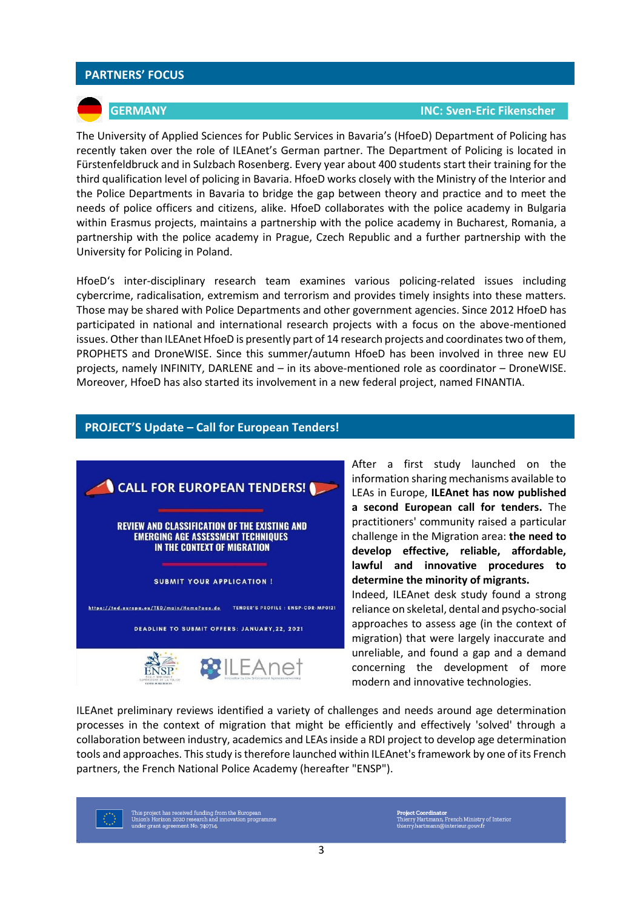## PARTNERS' FOCUS

### GERMANY — INC: Sven-Eric Fikenscher

The University of Applied Sciences for Public Services in Bavaria's (HfoeD) Department of Policing has recently taken over the role of ILEAnet's German partner. The Department of Policing is located in Fürstenfeldbruck and in Sulzbach Rosenberg. Every year about 400 students start their training for the third qualification level of policing in Bavaria. HfoeD works closely with the Ministry of the Interior and the Police Departments in Bavaria to bridge the gap between theory and practice and to meet the needs of police officers and citizens, alike. HfoeD collaborates with the police academy in Bulgaria within Erasmus projects, maintains a partnership with the police academy in Bucharest, Romania, a partnership with the police academy in Prague, Czech Republic and a further partnership with the University for Policing in Poland.

HfoeD's inter-disciplinary research team examines various policing-related issues including cybercrime, radicalisation, extremism and terrorism and provides timely insights into these matters. Those may be shared with Police Departments and other government agencies. Since 2012 HfoeD has participated in national and international research projects with a focus on the above-mentioned issues. Other than ILEAnet HfoeD is presently part of 14 research projects and coordinates two of them, PROPHETS and DroneWISE. Since this summer/autumn HfoeD has been involved in three new EU projects, namely INFINITY, DARLENE and – in its above-mentioned role as coordinator – DroneWISE. Moreover, HfoeD has also started its involvement in a new federal project, named FINANTIA.

## PROJECT'S Update – Call for European Tenders!

CALL FOR EUROPEAN TENDERS!

REVIEW AND CLASSIFICATION OF THE EXISTING AND EMERGING AGE ASSESSMENT TECHNIQUES IN THE CONTEXT OF MIGRATION

SUBMIT YOUR APPLICATION !

https://ted.europa.eu/TED/main/HomePage.do — TENDER'S PROFILE : ENSP-CDR-MP0121

DEADLINE TO SUBMIT OFFERS: JANUARY,22, 2021

After a first study launched on the information sharing mechanisms available to LEAs in Europe, **ILEAnet has now published a second European call for tenders.** The practitioners' community raised a particular challenge in the Migration area: **the need to develop effective, reliable, affordable, lawful and innovative procedures to determine the minority of migrants.**

Indeed, ILEAnet desk study found a strong reliance on skeletal, dental and psycho-social approaches to assess age (in the context of migration) that were largely inaccurate and unreliable, and found a gap and a demand concerning the development of more modern and innovative technologies.

ILEAnet preliminary reviews identified a variety of challenges and needs around age determination processes in the context of migration that might be efficiently and effectively 'solved' through a collaboration between industry, academics and LEAs inside a RDI project to develop age determination tools and approaches. This study is therefore launched within ILEAnet's framework by one of its French partners, the French National Police Academy (hereafter "ENSP").

This project has received funding from the European Union's Horizon 2020 research and innovation programme under grant agreement No. 740714.

**Project Coordinator**
Thierry Hartmann, French Ministry of Interior
thierry.hartmann@interieur.gouv.fr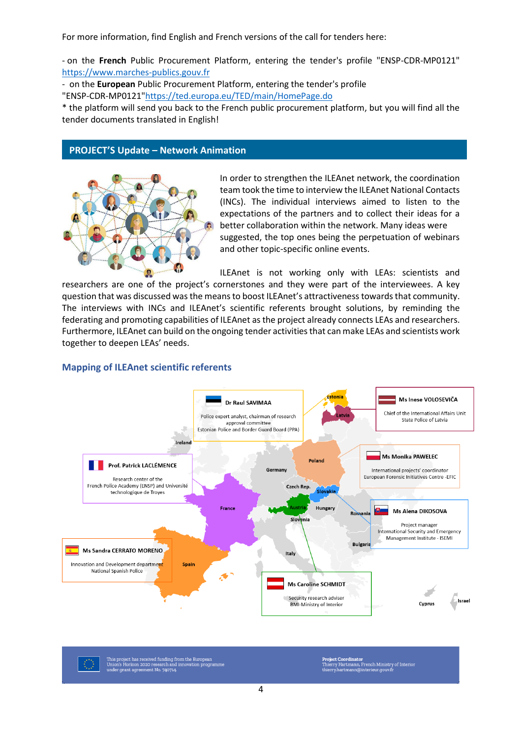For more information, find English and French versions of the call for tenders here:

- on the **French** Public Procurement Platform, entering the tender's profile "ENSP-CDR-MP0121" https://www.marches-publics.gouv.fr
- on the **European** Public Procurement Platform, entering the tender's profile "ENSP-CDR-MP0121"https://ted.europa.eu/TED/main/HomePage.do

* the platform will send you back to the French public procurement platform, but you will find all the tender documents translated in English!

## PROJECT'S Update – Network Animation

In order to strengthen the ILEAnet network, the coordination team took the time to interview the ILEAnet National Contacts (INCs). The individual interviews aimed to listen to the expectations of the partners and to collect their ideas for a better collaboration within the network. Many ideas were suggested, the top ones being the perpetuation of webinars and other topic-specific online events.

ILEAnet is not working only with LEAs: scientists and researchers are one of the project's cornerstones and they were part of the interviewees. A key question that was discussed was the means to boost ILEAnet's attractiveness towards that community. The interviews with INCs and ILEAnet's scientific referents brought solutions, by reminding the federating and promoting capabilities of ILEAnet as the project already connects LEAs and researchers. Furthermore, ILEAnet can build on the ongoing tender activities that can make LEAs and scientists work together to deepen LEAs' needs.

### Mapping of ILEAnet scientific referents

**Dr Raul SAVIMAA** (Estonia)
Police expert analyst, chairman of research approval committee
Estonian Police and Border Guard Board (PPA)

**Ms Inese VOLOSEVIČA** (Latvia)
Chief of the International Affairs Unit
State Police of Latvia

**Prof. Patrick LACLÉMENCE** (France)
Research center of the French Police Academy (ENSP) and Université technologique de Troyes

**Ms Monika PAWELEC** (Poland)
International projects' coordinator
European Forensic Initiatives Centre -EFIC

**Ms Alena DIKOSOVA** (Slovakia)
Project manager
International Security and Emergency Management Institute - ISEMI

**Ms Sandra CERRATO MORENO** (Spain)
Innovation and Development department
National Spanish Police

**Ms Caroline SCHMIDT** (Austria)
Security research adviser
BMI-Ministry of Interior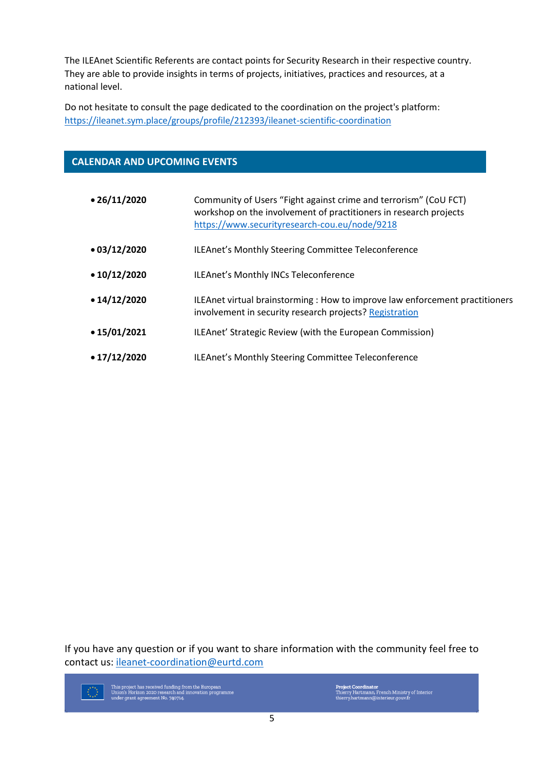The ILEAnet Scientific Referents are contact points for Security Research in their respective country. They are able to provide insights in terms of projects, initiatives, practices and resources, at a national level.

Do not hesitate to consult the page dedicated to the coordination on the project's platform: https://ileanet.sym.place/groups/profile/212393/ileanet-scientific-coordination

## CALENDAR AND UPCOMING EVENTS

- **26/11/2020** Community of Users "Fight against crime and terrorism" (CoU FCT) workshop on the involvement of practitioners in research projects https://www.securityresearch-cou.eu/node/9218
- **03/12/2020** ILEAnet's Monthly Steering Committee Teleconference
- **10/12/2020** ILEAnet's Monthly INCs Teleconference
- **14/12/2020** ILEAnet virtual brainstorming : How to improve law enforcement practitioners involvement in security research projects? Registration
- **15/01/2021** ILEAnet' Strategic Review (with the European Commission)
- **17/12/2020** ILEAnet's Monthly Steering Committee Teleconference

If you have any question or if you want to share information with the community feel free to contact us: ileanet-coordination@eurtd.com

This project has received funding from the European Union's Horizon 2020 research and innovation programme under grant agreement No. 740714.

**Project Coordinator**
Thierry Hartmann, French Ministry of Interior
thierry.hartmann@interieur.gouv.fr